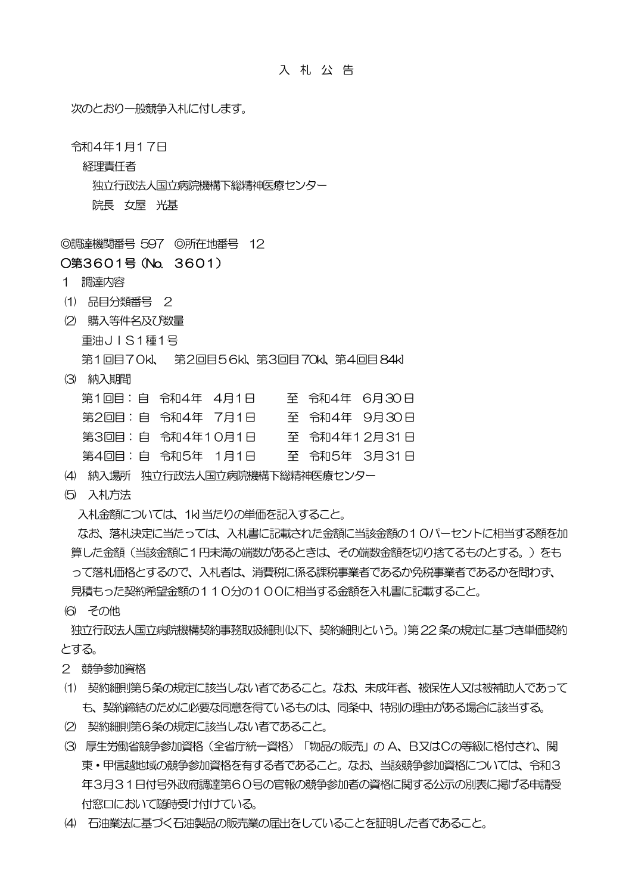# 入 札 公 告

次のとおり一般競争入札に付します。

令和4年1月17日

経理責任者

独立行政法人国立病院機構下総精神医療センター

院長　女屋　光基

◎調達機関番号 597　◎所在地番号　12

○第３６０１号（No.　３６０１）

1　調達内容

⑴　品目分類番号　２

⑵　購入等件名及び数量

重油ＪＩＳ１種１号

第１回目７０kl、　第２回目５６kl、第３回目 70kl、第４回目 84kl

⑶　納入期間

第１回目：自　令和4年　4月1日　　至　令和4年　6月30日

第２回目：自　令和4年　7月1日　　至　令和4年　9月30日

第３回目：自　令和4年10月1日　　至　令和4年12月31日

第４回目：自　令和5年　1月1日　　至　令和5年　3月31日

⑷　納入場所　独立行政法人国立病院機構下総精神医療センター

⑸　入札方法

入札金額については、1kl 当たりの単価を記入すること。

なお、落札決定に当たっては、入札書に記載された金額に当該金額の１０パーセントに相当する額を加算した金額（当該金額に１円未満の端数があるときは、その端数金額を切り捨てるものとする。）をもって落札価格とするので、入札者は、消費税に係る課税事業者であるか免税事業者であるかを問わず、見積もった契約希望金額の１１０分の１００に相当する金額を入札書に記載すること。

⑹　その他

独立行政法人国立病院機構契約事務取扱細則(以下、契約細則という。)第 22 条の規定に基づき単価契約とする。

2　競争参加資格

⑴　契約細則第５条の規定に該当しない者であること。なお、未成年者、被保佐人又は被補助人であっても、契約締結のために必要な同意を得ているものは、同条中、特別の理由がある場合に該当する。

⑵　契約細則第６条の規定に該当しない者であること。

⑶　厚生労働省競争参加資格（全省庁統一資格）「物品の販売」の A、B又はCの等級に格付され、関東・甲信越地域の競争参加資格を有する者であること。なお、当該競争参加資格については、令和３年３月３１日付号外政府調達第６０号の官報の競争参加者の資格に関する公示の別表に掲げる申請受付窓口において随時受け付けている。

⑷　石油業法に基づく石油製品の販売業の届出をしていることを証明した者であること。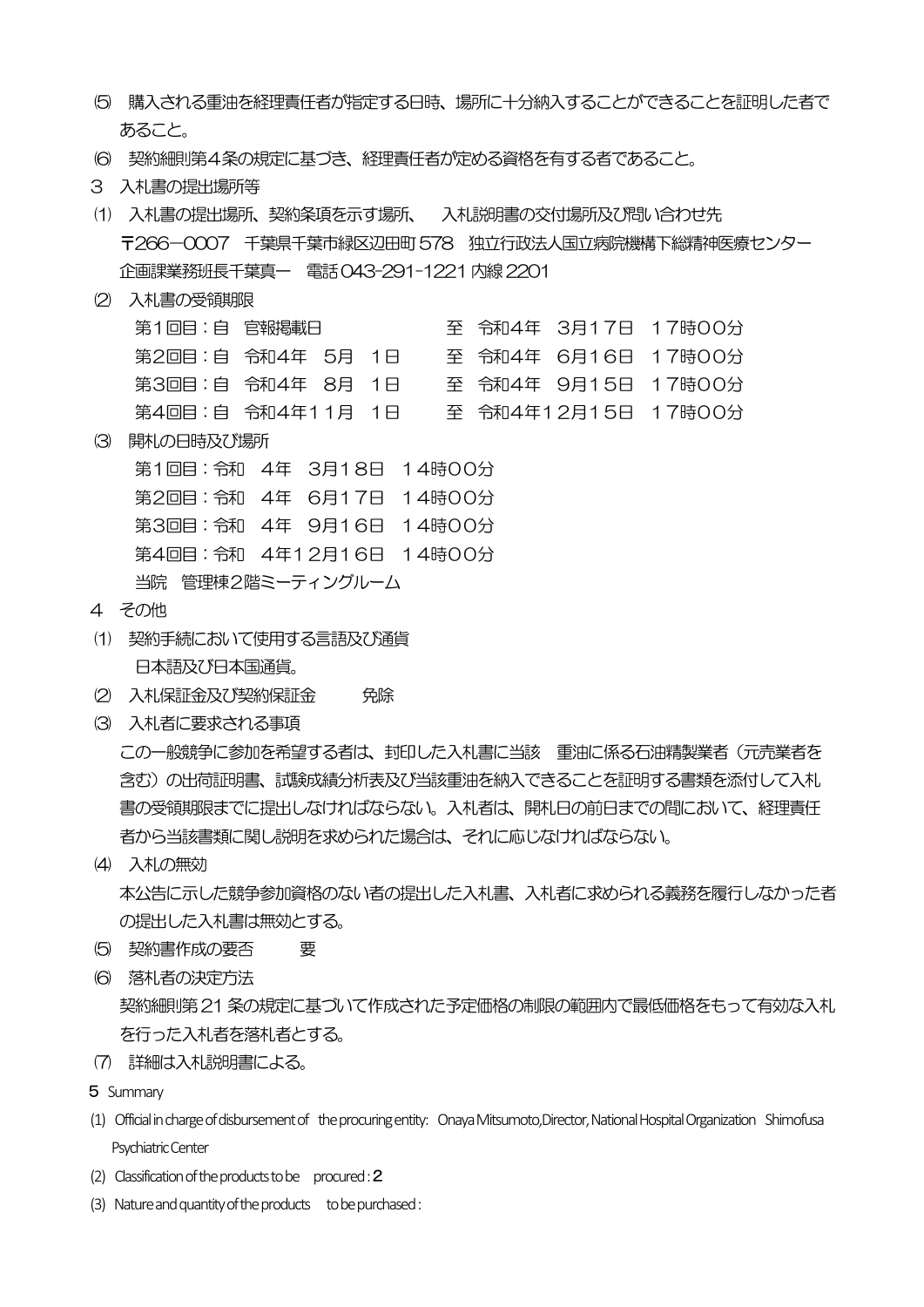⑸　購入される重油を経理責任者が指定する日時、場所に十分納入することができることを証明した者であること。

⑹　契約細則第４条の規定に基づき、経理責任者が定める資格を有する者であること。

３　入札書の提出場所等

⑴　入札書の提出場所、契約条項を示す場所、　入札説明書の交付場所及び問い合わせ先
〒266−0007　千葉県千葉市緑区辺田町578　独立行政法人国立病院機構下総精神医療センター
企画課業務班長千葉真一　電話043-291-1221 内線2201

⑵　入札書の受領期限

第１回目：自　官報掲載日　　　　　　至　令和４年　３月１７日　１７時００分
第２回目：自　令和４年　５月　１日　　至　令和４年　６月１６日　１７時００分
第３回目：自　令和４年　８月　１日　　至　令和４年　９月１５日　１７時００分
第４回目：自　令和４年１１月　１日　　至　令和４年１２月１５日　１７時００分

⑶　開札の日時及び場所

第１回目：令和　４年　３月１８日　１４時００分
第２回目：令和　４年　６月１７日　１４時００分
第３回目：令和　４年　９月１６日　１４時００分
第４回目：令和　４年１２月１６日　１４時００分
当院　管理棟２階ミーティングルーム

４　その他

⑴　契約手続において使用する言語及び通貨
日本語及び日本国通貨。

⑵　入札保証金及び契約保証金　　　免除

⑶　入札者に要求される事項
この一般競争に参加を希望する者は、封印した入札書に当該　重油に係る石油精製業者（元売業者を含む）の出荷証明書、試験成績分析表及び当該重油を納入できることを証明する書類を添付して入札書の受領期限までに提出しなければならない。入札者は、開札日の前日までの間において、経理責任者から当該書類に関し説明を求められた場合は、それに応じなければならない。

⑷　入札の無効
本公告に示した競争参加資格のない者の提出した入札書、入札者に求められる義務を履行しなかった者の提出した入札書は無効とする。

⑸　契約書作成の要否　　　要

⑹　落札者の決定方法
契約細則第21条の規定に基づいて作成された予定価格の制限の範囲内で最低価格をもって有効な入札を行った入札者を落札者とする。

⑺　詳細は入札説明書による。

５　Summary

(1) Official in charge of disbursement of the procuring entity: Onaya Mitsumoto, Director, National Hospital Organization Shimofusa Psychiatric Center

(2) Classification of the products to be procured : 2

(3) Nature and quantity of the products to be purchased :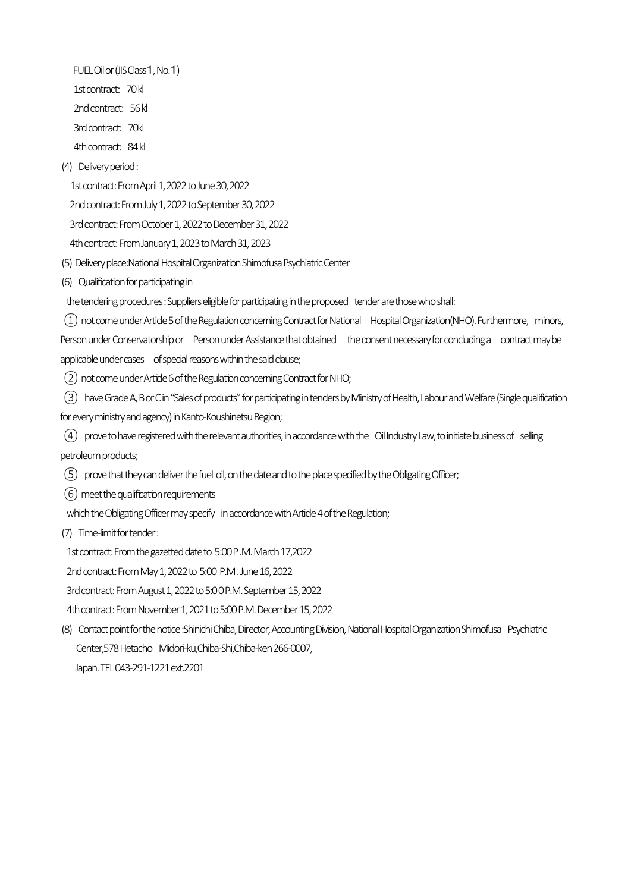FUEL Oil or (JIS Class 1, No.1)

1st contract: 70 kl

2nd contract: 56 kl

3rd contract: 70kl

4th contract: 84 kl

(4) Delivery period :

1st contract: From April 1, 2022 to June 30, 2022

2nd contract: From July 1, 2022 to September 30, 2022

3rd contract: From October 1, 2022 to December 31, 2022

4th contract: From January 1, 2023 to March 31, 2023

(5) Delivery place:National Hospital Organization Shimofusa Psychiatric Center

(6) Qualification for participating in

the tendering procedures : Suppliers eligible for participating in the proposed tender are those who shall:

① not come under Article 5 of the Regulation concerning Contract for National Hospital Organization(NHO). Furthermore, minors, Person under Conservatorship or Person under Assistance that obtained the consent necessary for concluding a contract may be applicable under cases of special reasons within the said clause;

② not come under Article 6 of the Regulation concerning Contract for NHO;

③ have Grade A, B or C in "Sales of products" for participating in tenders by Ministry of Health, Labour and Welfare (Single qualification for every ministry and agency) in Kanto-Koushinetsu Region;

④ prove to have registered with the relevant authorities, in accordance with the Oil Industry Law, to initiate business of selling petroleum products;

⑤ prove that they can deliver the fuel oil, on the date and to the place specified by the Obligating Officer;

⑥ meet the qualification requirements

which the Obligating Officer may specify in accordance with Article 4 of the Regulation;

(7) Time-limit for tender :

1st contract: From the gazetted date to 5:00 P.M. March 17,2022

2nd contract: From May 1, 2022 to 5:00 P.M. June 16, 2022

3rd contract: From August 1, 2022 to 5:00 P.M. September 15, 2022

4th contract: From November 1, 2021 to 5:00 P.M. December 15, 2022

(8) Contact point for the notice :Shinichi Chiba, Director, Accounting Division, National Hospital Organization Shimofusa Psychiatric Center,578 Hetacho Midori-ku,Chiba-Shi,Chiba-ken 266-0007, Japan. TEL 043-291-1221 ext.2201